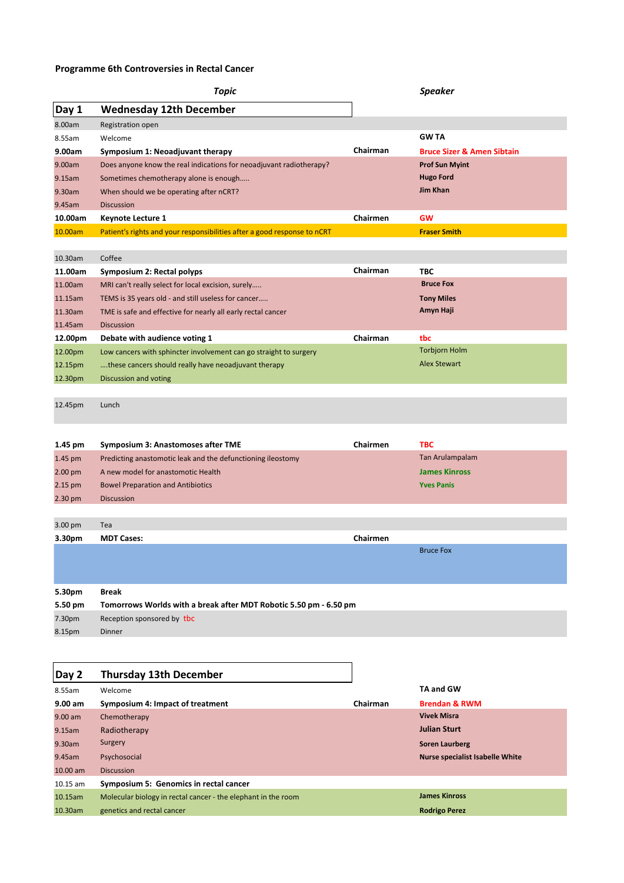# Programme 6th Controversies in Rectal Cancer

| | *Topic* | | *Speaker* |
|---|---|---|---|
| **Day 1** | **Wednesday 12th December** | | |
| 8.00am | Registration open | | |
| 8.55am | Welcome | | **GW TA** |
| **9.00am** | **Symposium 1: Neoadjuvant therapy** | **Chairman** | **Bruce Sizer & Amen Sibtain** |
| 9.00am | Does anyone know the real indications for neoadjuvant radiotherapy? | | **Prof Sun Myint** |
| 9.15am | Sometimes chemotherapy alone is enough….. | | **Hugo Ford** |
| 9.30am | When should we be operating after nCRT? | | **Jim Khan** |
| 9.45am | Discussion | | |
| **10.00am** | **Keynote Lecture 1** | **Chairmen** | **GW** |
| 10.00am | Patient's rights and your responsibilities after a good response to nCRT | | **Fraser Smith** |
| 10.30am | Coffee | | |
| **11.00am** | **Symposium 2: Rectal polyps** | **Chairman** | **TBC** |
| 11.00am | MRI can't really select for local excision, surely….. | | **Bruce Fox** |
| 11.15am | TEMS is 35 years old - and still useless for cancer….. | | **Tony Miles** |
| 11.30am | TME is safe and effective for nearly all early rectal cancer | | **Amyn Haji** |
| 11.45am | Discussion | | |
| **12.00pm** | **Debate with audience voting 1** | **Chairman** | **tbc** |
| 12.00pm | Low cancers with sphincter involvement can go straight to surgery | | Torbjorn Holm |
| 12.15pm | ….these cancers should really have neoadjuvant therapy | | Alex Stewart |
| 12.30pm | Discussion and voting | | |
| 12.45pm | Lunch | | |
| **1.45 pm** | **Symposium 3: Anastomoses after TME** | **Chairmen** | **TBC** |
| 1.45 pm | Predicting anastomotic leak and the defunctioning ileostomy | | Tan Arulampalam |
| 2.00 pm | A new model for anastomotic Health | | **James Kinross** |
| 2.15 pm | Bowel Preparation and Antibiotics | | **Yves Panis** |
| 2.30 pm | Discussion | | |
| 3.00 pm | Tea | | |
| **3.30pm** | **MDT Cases:** | **Chairmen** | |
| | | | Bruce Fox |
| **5.30pm** | **Break** | | |
| **5.50 pm** | **Tomorrows Worlds with a break after MDT Robotic 5.50 pm - 6.50 pm** | | |
| 7.30pm | Reception sponsored by tbc | | |
| 8.15pm | Dinner | | |

| | | | |
|---|---|---|---|
| **Day 2** | **Thursday 13th December** | | |
| 8.55am | Welcome | | **TA and GW** |
| **9.00 am** | **Symposium 4: Impact of treatment** | **Chairman** | **Brendan & RWM** |
| 9.00 am | Chemotherapy | | **Vivek Misra** |
| 9.15am | Radiotherapy | | **Julian Sturt** |
| 9.30am | Surgery | | **Soren Laurberg** |
| 9.45am | Psychosocial | | **Nurse specialist Isabelle White** |
| 10.00 am | Discussion | | |
| 10.15 am | **Symposium 5: Genomics in rectal cancer** | | |
| 10.15am | Molecular biology in rectal cancer - the elephant in the room | | **James Kinross** |
| 10.30am | genetics and rectal cancer | | **Rodrigo Perez** |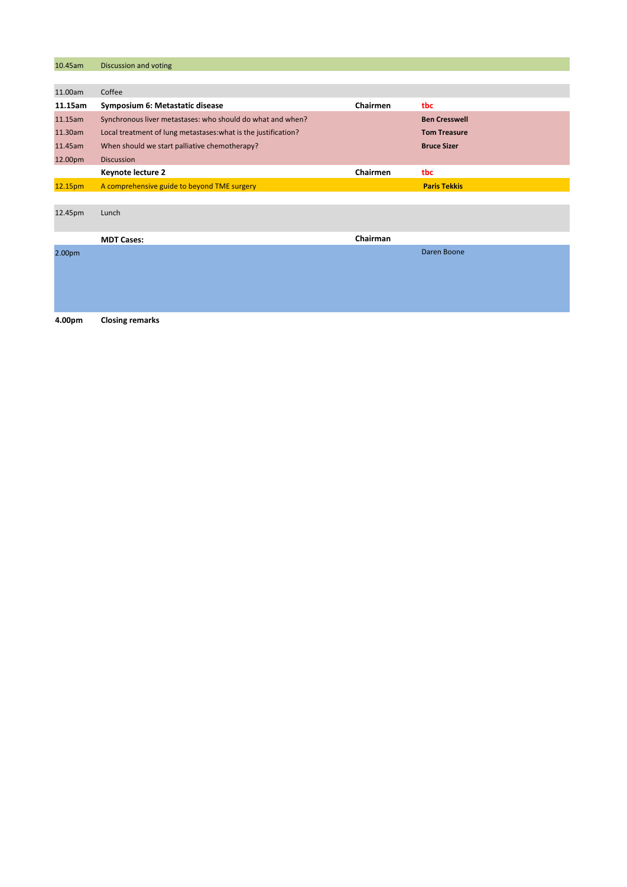| | | | |
|---|---|---|---|
| 10.45am | Discussion and voting | | |
| | | | |
| 11.00am | Coffee | | |
| **11.15am** | **Symposium 6: Metastatic disease** | **Chairmen** | **tbc** |
| 11.15am | Synchronous liver metastases: who should do what and when? | | **Ben Cresswell** |
| 11.30am | Local treatment of lung metastases:what is the justification? | | **Tom Treasure** |
| 11.45am | When should we start palliative chemotherapy? | | **Bruce Sizer** |
| 12.00pm | Discussion | | |
| | **Keynote lecture 2** | **Chairmen** | **tbc** |
| 12.15pm | A comprehensive guide to beyond TME surgery | | **Paris Tekkis** |
| | | | |
| 12.45pm | Lunch | | |
| | **MDT Cases:** | **Chairman** | |
| 2.00pm | | | Daren Boone |
| **4.00pm** | **Closing remarks** | | |